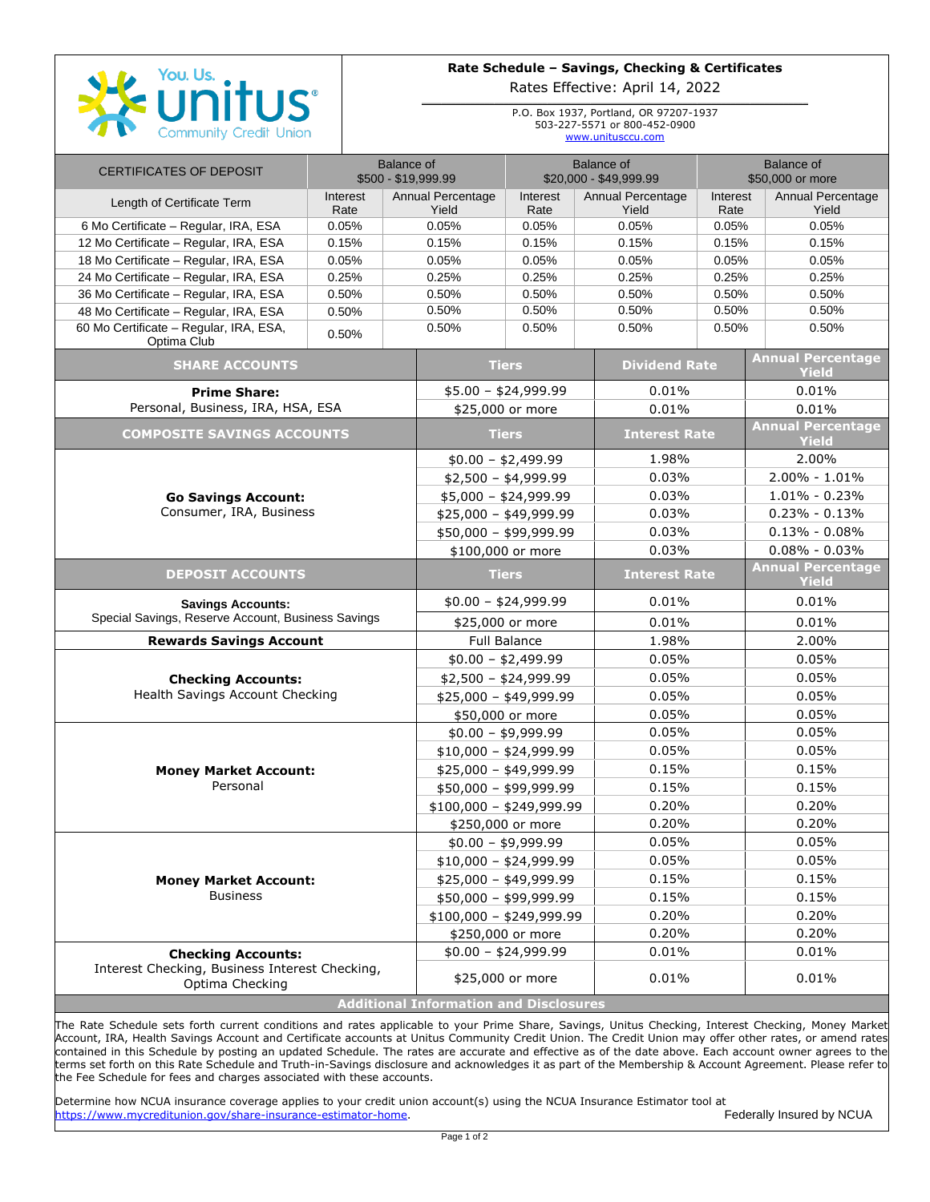You. Us. **unitus**® Community Credit Union

**Rate Schedule – Savings, Checking & Certificates**

Rates Effective: April 14, 2022

P.O. Box 1937, Portland, OR 97207-1937
503-227-5571 or 800-452-0900
www.unitusccu.com

| CERTIFICATES OF DEPOSIT | Balance of $500 - $19,999.99 | | Balance of $20,000 - $49,999.99 | | Balance of $50,000 or more | |
|---|---|---|---|---|---|---|
| Length of Certificate Term | Interest Rate | Annual Percentage Yield | Interest Rate | Annual Percentage Yield | Interest Rate | Annual Percentage Yield |
| 6 Mo Certificate – Regular, IRA, ESA | 0.05% | 0.05% | 0.05% | 0.05% | 0.05% | 0.05% |
| 12 Mo Certificate – Regular, IRA, ESA | 0.15% | 0.15% | 0.15% | 0.15% | 0.15% | 0.15% |
| 18 Mo Certificate – Regular, IRA, ESA | 0.05% | 0.05% | 0.05% | 0.05% | 0.05% | 0.05% |
| 24 Mo Certificate – Regular, IRA, ESA | 0.25% | 0.25% | 0.25% | 0.25% | 0.25% | 0.25% |
| 36 Mo Certificate – Regular, IRA, ESA | 0.50% | 0.50% | 0.50% | 0.50% | 0.50% | 0.50% |
| 48 Mo Certificate – Regular, IRA, ESA | 0.50% | 0.50% | 0.50% | 0.50% | 0.50% | 0.50% |
| 60 Mo Certificate – Regular, IRA, ESA, Optima Club | 0.50% | 0.50% | 0.50% | 0.50% | 0.50% | 0.50% |

| SHARE ACCOUNTS | Tiers | Dividend Rate | Annual Percentage Yield |
|---|---|---|---|
| **Prime Share:** Personal, Business, IRA, HSA, ESA | $5.00 – $24,999.99 | 0.01% | 0.01% |
| | $25,000 or more | 0.01% | 0.01% |

| COMPOSITE SAVINGS ACCOUNTS | Tiers | Interest Rate | Annual Percentage Yield |
|---|---|---|---|
| **Go Savings Account:** Consumer, IRA, Business | $0.00 – $2,499.99 | 1.98% | 2.00% |
| | $2,500 – $4,999.99 | 0.03% | 2.00% - 1.01% |
| | $5,000 – $24,999.99 | 0.03% | 1.01% - 0.23% |
| | $25,000 – $49,999.99 | 0.03% | 0.23% - 0.13% |
| | $50,000 – $99,999.99 | 0.03% | 0.13% - 0.08% |
| | $100,000 or more | 0.03% | 0.08% - 0.03% |

| DEPOSIT ACCOUNTS | Tiers | Interest Rate | Annual Percentage Yield |
|---|---|---|---|
| **Savings Accounts:** Special Savings, Reserve Account, Business Savings | $0.00 – $24,999.99 | 0.01% | 0.01% |
| | $25,000 or more | 0.01% | 0.01% |
| **Rewards Savings Account** | Full Balance | 1.98% | 2.00% |
| **Checking Accounts:** Health Savings Account Checking | $0.00 – $2,499.99 | 0.05% | 0.05% |
| | $2,500 – $24,999.99 | 0.05% | 0.05% |
| | $25,000 – $49,999.99 | 0.05% | 0.05% |
| | $50,000 or more | 0.05% | 0.05% |
| **Money Market Account:** Personal | $0.00 – $9,999.99 | 0.05% | 0.05% |
| | $10,000 – $24,999.99 | 0.05% | 0.05% |
| | $25,000 – $49,999.99 | 0.15% | 0.15% |
| | $50,000 – $99,999.99 | 0.15% | 0.15% |
| | $100,000 – $249,999.99 | 0.20% | 0.20% |
| | $250,000 or more | 0.20% | 0.20% |
| **Money Market Account:** Business | $0.00 – $9,999.99 | 0.05% | 0.05% |
| | $10,000 – $24,999.99 | 0.05% | 0.05% |
| | $25,000 – $49,999.99 | 0.15% | 0.15% |
| | $50,000 – $99,999.99 | 0.15% | 0.15% |
| | $100,000 – $249,999.99 | 0.20% | 0.20% |
| | $250,000 or more | 0.20% | 0.20% |
| **Checking Accounts:** Interest Checking, Business Interest Checking, Optima Checking | $0.00 – $24,999.99 | 0.01% | 0.01% |
| | $25,000 or more | 0.01% | 0.01% |

## Additional Information and Disclosures

The Rate Schedule sets forth current conditions and rates applicable to your Prime Share, Savings, Unitus Checking, Interest Checking, Money Market Account, IRA, Health Savings Account and Certificate accounts at Unitus Community Credit Union. The Credit Union may offer other rates, or amend rates contained in this Schedule by posting an updated Schedule. The rates are accurate and effective as of the date above. Each account owner agrees to the terms set forth on this Rate Schedule and Truth-in-Savings disclosure and acknowledges it as part of the Membership & Account Agreement. Please refer to the Fee Schedule for fees and charges associated with these accounts.

Determine how NCUA insurance coverage applies to your credit union account(s) using the NCUA Insurance Estimator tool at https://www.mycreditunion.gov/share-insurance-estimator-home.

Federally Insured by NCUA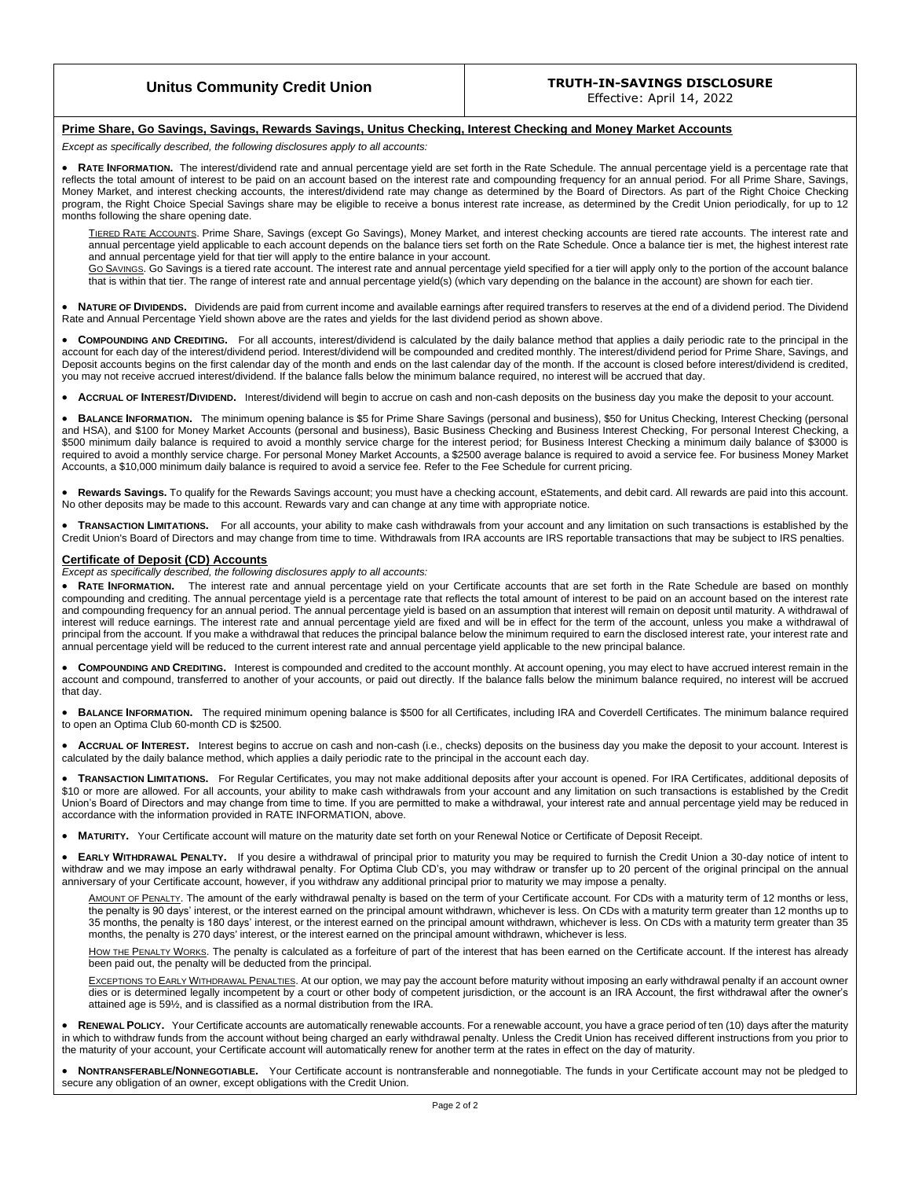# Unitus Community Credit Union

**TRUTH-IN-SAVINGS DISCLOSURE**
Effective: April 14, 2022

## Prime Share, Go Savings, Savings, Rewards Savings, Unitus Checking, Interest Checking and Money Market Accounts

*Except as specifically described, the following disclosures apply to all accounts:*

- **RATE INFORMATION.** The interest/dividend rate and annual percentage yield are set forth in the Rate Schedule. The annual percentage yield is a percentage rate that reflects the total amount of interest to be paid on an account based on the interest rate and compounding frequency for an annual period. For all Prime Share, Savings, Money Market, and interest checking accounts, the interest/dividend rate may change as determined by the Board of Directors. As part of the Right Choice Checking program, the Right Choice Special Savings share may be eligible to receive a bonus interest rate increase, as determined by the Credit Union periodically, for up to 12 months following the share opening date.

  TIERED RATE ACCOUNTS. Prime Share, Savings (except Go Savings), Money Market, and interest checking accounts are tiered rate accounts. The interest rate and annual percentage yield applicable to each account depends on the balance tiers set forth on the Rate Schedule. Once a balance tier is met, the highest interest rate and annual percentage yield for that tier will apply to the entire balance in your account.

  GO SAVINGS. Go Savings is a tiered rate account. The interest rate and annual percentage yield specified for a tier will apply only to the portion of the account balance that is within that tier. The range of interest rate and annual percentage yield(s) (which vary depending on the balance in the account) are shown for each tier.

- **NATURE OF DIVIDENDS.** Dividends are paid from current income and available earnings after required transfers to reserves at the end of a dividend period. The Dividend Rate and Annual Percentage Yield shown above are the rates and yields for the last dividend period as shown above.

- **COMPOUNDING AND CREDITING.** For all accounts, interest/dividend is calculated by the daily balance method that applies a daily periodic rate to the principal in the account for each day of the interest/dividend period. Interest/dividend will be compounded and credited monthly. The interest/dividend period for Prime Share, Savings, and Deposit accounts begins on the first calendar day of the month and ends on the last calendar day of the month. If the account is closed before interest/dividend is credited, you may not receive accrued interest/dividend. If the balance falls below the minimum balance required, no interest will be accrued that day.

- **ACCRUAL OF INTEREST/DIVIDEND.** Interest/dividend will begin to accrue on cash and non-cash deposits on the business day you make the deposit to your account.

- **BALANCE INFORMATION.** The minimum opening balance is $5 for Prime Share Savings (personal and business), $50 for Unitus Checking, Interest Checking (personal and HSA), and $100 for Money Market Accounts (personal and business), Basic Business Checking and Business Interest Checking, For personal Interest Checking, a $500 minimum daily balance is required to avoid a monthly service charge for the interest period; for Business Interest Checking a minimum daily balance of $3000 is required to avoid a monthly service charge. For personal Money Market Accounts, a $2500 average balance is required to avoid a service fee. For business Money Market Accounts, a $10,000 minimum daily balance is required to avoid a service fee. Refer to the Fee Schedule for current pricing.

- **Rewards Savings.** To qualify for the Rewards Savings account; you must have a checking account, eStatements, and debit card. All rewards are paid into this account. No other deposits may be made to this account. Rewards vary and can change at any time with appropriate notice.

- **TRANSACTION LIMITATIONS.** For all accounts, your ability to make cash withdrawals from your account and any limitation on such transactions is established by the Credit Union's Board of Directors and may change from time to time. Withdrawals from IRA accounts are IRS reportable transactions that may be subject to IRS penalties.

## Certificate of Deposit (CD) Accounts

*Except as specifically described, the following disclosures apply to all accounts:*

- **RATE INFORMATION.** The interest rate and annual percentage yield on your Certificate accounts that are set forth in the Rate Schedule are based on monthly compounding and crediting. The annual percentage yield is a percentage rate that reflects the total amount of interest to be paid on an account based on the interest rate and compounding frequency for an annual period. The annual percentage yield is based on an assumption that interest will remain on deposit until maturity. A withdrawal of interest will reduce earnings. The interest rate and annual percentage yield are fixed and will be in effect for the term of the account, unless you make a withdrawal of principal from the account. If you make a withdrawal that reduces the principal balance below the minimum required to earn the disclosed interest rate, your interest rate and annual percentage yield will be reduced to the current interest rate and annual percentage yield applicable to the new principal balance.

- **COMPOUNDING AND CREDITING.** Interest is compounded and credited to the account monthly. At account opening, you may elect to have accrued interest remain in the account and compound, transferred to another of your accounts, or paid out directly. If the balance falls below the minimum balance required, no interest will be accrued that day.

- **BALANCE INFORMATION.** The required minimum opening balance is $500 for all Certificates, including IRA and Coverdell Certificates. The minimum balance required to open an Optima Club 60-month CD is $2500.

- **ACCRUAL OF INTEREST.** Interest begins to accrue on cash and non-cash (i.e., checks) deposits on the business day you make the deposit to your account. Interest is calculated by the daily balance method, which applies a daily periodic rate to the principal in the account each day.

- **TRANSACTION LIMITATIONS.** For Regular Certificates, you may not make additional deposits after your account is opened. For IRA Certificates, additional deposits of $10 or more are allowed. For all accounts, your ability to make cash withdrawals from your account and any limitation on such transactions is established by the Credit Union's Board of Directors and may change from time to time. If you are permitted to make a withdrawal, your interest rate and annual percentage yield may be reduced in accordance with the information provided in RATE INFORMATION, above.

- **MATURITY.** Your Certificate account will mature on the maturity date set forth on your Renewal Notice or Certificate of Deposit Receipt.

- **EARLY WITHDRAWAL PENALTY.** If you desire a withdrawal of principal prior to maturity you may be required to furnish the Credit Union a 30-day notice of intent to withdraw and we may impose an early withdrawal penalty. For Optima Club CD's, you may withdraw or transfer up to 20 percent of the original principal on the annual anniversary of your Certificate account, however, if you withdraw any additional principal prior to maturity we may impose a penalty.

  AMOUNT OF PENALTY. The amount of the early withdrawal penalty is based on the term of your Certificate account. For CDs with a maturity term of 12 months or less, the penalty is 90 days' interest, or the interest earned on the principal amount withdrawn, whichever is less. On CDs with a maturity term greater than 12 months up to 35 months, the penalty is 180 days' interest, or the interest earned on the principal amount withdrawn, whichever is less. On CDs with a maturity term greater than 35 months, the penalty is 270 days' interest, or the interest earned on the principal amount withdrawn, whichever is less.

  HOW THE PENALTY WORKS. The penalty is calculated as a forfeiture of part of the interest that has been earned on the Certificate account. If the interest has already been paid out, the penalty will be deducted from the principal.

  EXCEPTIONS TO EARLY WITHDRAWAL PENALTIES. At our option, we may pay the account before maturity without imposing an early withdrawal penalty if an account owner dies or is determined legally incompetent by a court or other body of competent jurisdiction, or the account is an IRA Account, the first withdrawal after the owner's attained age is 59½, and is classified as a normal distribution from the IRA.

- **RENEWAL POLICY.** Your Certificate accounts are automatically renewable accounts. For a renewable account, you have a grace period of ten (10) days after the maturity in which to withdraw funds from the account without being charged an early withdrawal penalty. Unless the Credit Union has received different instructions from you prior to the maturity of your account, your Certificate account will automatically renew for another term at the rates in effect on the day of maturity.

- **NONTRANSFERABLE/NONNEGOTIABLE.** Your Certificate account is nontransferable and nonnegotiable. The funds in your Certificate account may not be pledged to secure any obligation of an owner, except obligations with the Credit Union.